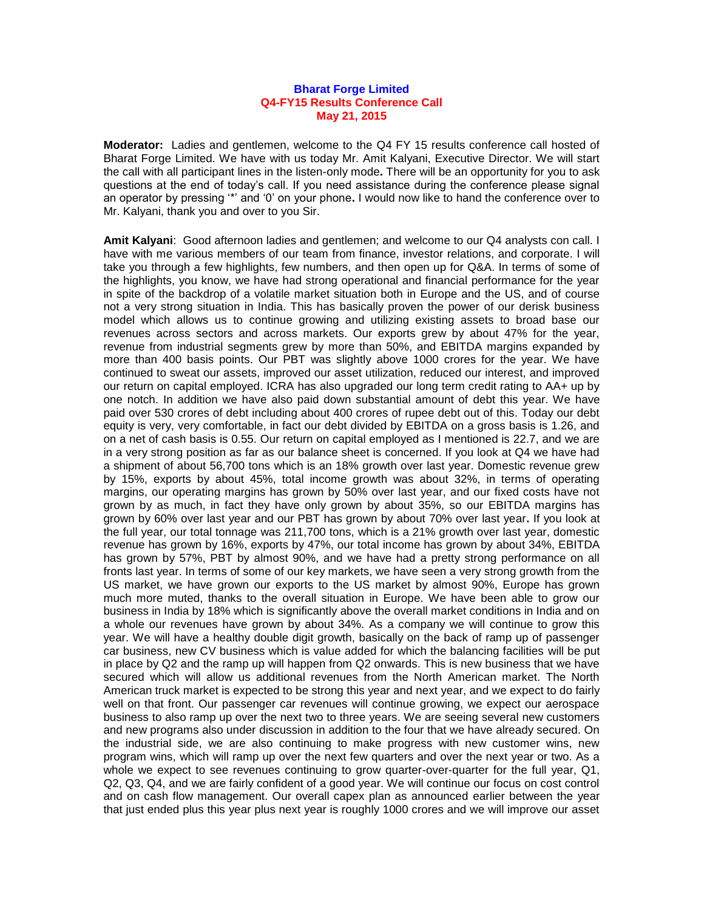**Bharat Forge Limited**
**Q4-FY15 Results Conference Call**
**May 21, 2015**

**Moderator:** Ladies and gentlemen, welcome to the Q4 FY 15 results conference call hosted of Bharat Forge Limited. We have with us today Mr. Amit Kalyani, Executive Director. We will start the call with all participant lines in the listen-only mode**.** There will be an opportunity for you to ask questions at the end of today's call. If you need assistance during the conference please signal an operator by pressing '*' and '0' on your phone**.** I would now like to hand the conference over to Mr. Kalyani, thank you and over to you Sir.

**Amit Kalyani**: Good afternoon ladies and gentlemen; and welcome to our Q4 analysts con call. I have with me various members of our team from finance, investor relations, and corporate. I will take you through a few highlights, few numbers, and then open up for Q&A. In terms of some of the highlights, you know, we have had strong operational and financial performance for the year in spite of the backdrop of a volatile market situation both in Europe and the US, and of course not a very strong situation in India. This has basically proven the power of our derisk business model which allows us to continue growing and utilizing existing assets to broad base our revenues across sectors and across markets. Our exports grew by about 47% for the year, revenue from industrial segments grew by more than 50%, and EBITDA margins expanded by more than 400 basis points. Our PBT was slightly above 1000 crores for the year. We have continued to sweat our assets, improved our asset utilization, reduced our interest, and improved our return on capital employed. ICRA has also upgraded our long term credit rating to AA+ up by one notch. In addition we have also paid down substantial amount of debt this year. We have paid over 530 crores of debt including about 400 crores of rupee debt out of this. Today our debt equity is very, very comfortable, in fact our debt divided by EBITDA on a gross basis is 1.26, and on a net of cash basis is 0.55. Our return on capital employed as I mentioned is 22.7, and we are in a very strong position as far as our balance sheet is concerned. If you look at Q4 we have had a shipment of about 56,700 tons which is an 18% growth over last year. Domestic revenue grew by 15%, exports by about 45%, total income growth was about 32%, in terms of operating margins, our operating margins has grown by 50% over last year, and our fixed costs have not grown by as much, in fact they have only grown by about 35%, so our EBITDA margins has grown by 60% over last year and our PBT has grown by about 70% over last year**.** If you look at the full year, our total tonnage was 211,700 tons, which is a 21% growth over last year, domestic revenue has grown by 16%, exports by 47%, our total income has grown by about 34%, EBITDA has grown by 57%, PBT by almost 90%, and we have had a pretty strong performance on all fronts last year. In terms of some of our key markets, we have seen a very strong growth from the US market, we have grown our exports to the US market by almost 90%, Europe has grown much more muted, thanks to the overall situation in Europe. We have been able to grow our business in India by 18% which is significantly above the overall market conditions in India and on a whole our revenues have grown by about 34%. As a company we will continue to grow this year. We will have a healthy double digit growth, basically on the back of ramp up of passenger car business, new CV business which is value added for which the balancing facilities will be put in place by Q2 and the ramp up will happen from Q2 onwards. This is new business that we have secured which will allow us additional revenues from the North American market. The North American truck market is expected to be strong this year and next year, and we expect to do fairly well on that front. Our passenger car revenues will continue growing, we expect our aerospace business to also ramp up over the next two to three years. We are seeing several new customers and new programs also under discussion in addition to the four that we have already secured. On the industrial side, we are also continuing to make progress with new customer wins, new program wins, which will ramp up over the next few quarters and over the next year or two. As a whole we expect to see revenues continuing to grow quarter-over-quarter for the full year, Q1, Q2, Q3, Q4, and we are fairly confident of a good year. We will continue our focus on cost control and on cash flow management. Our overall capex plan as announced earlier between the year that just ended plus this year plus next year is roughly 1000 crores and we will improve our asset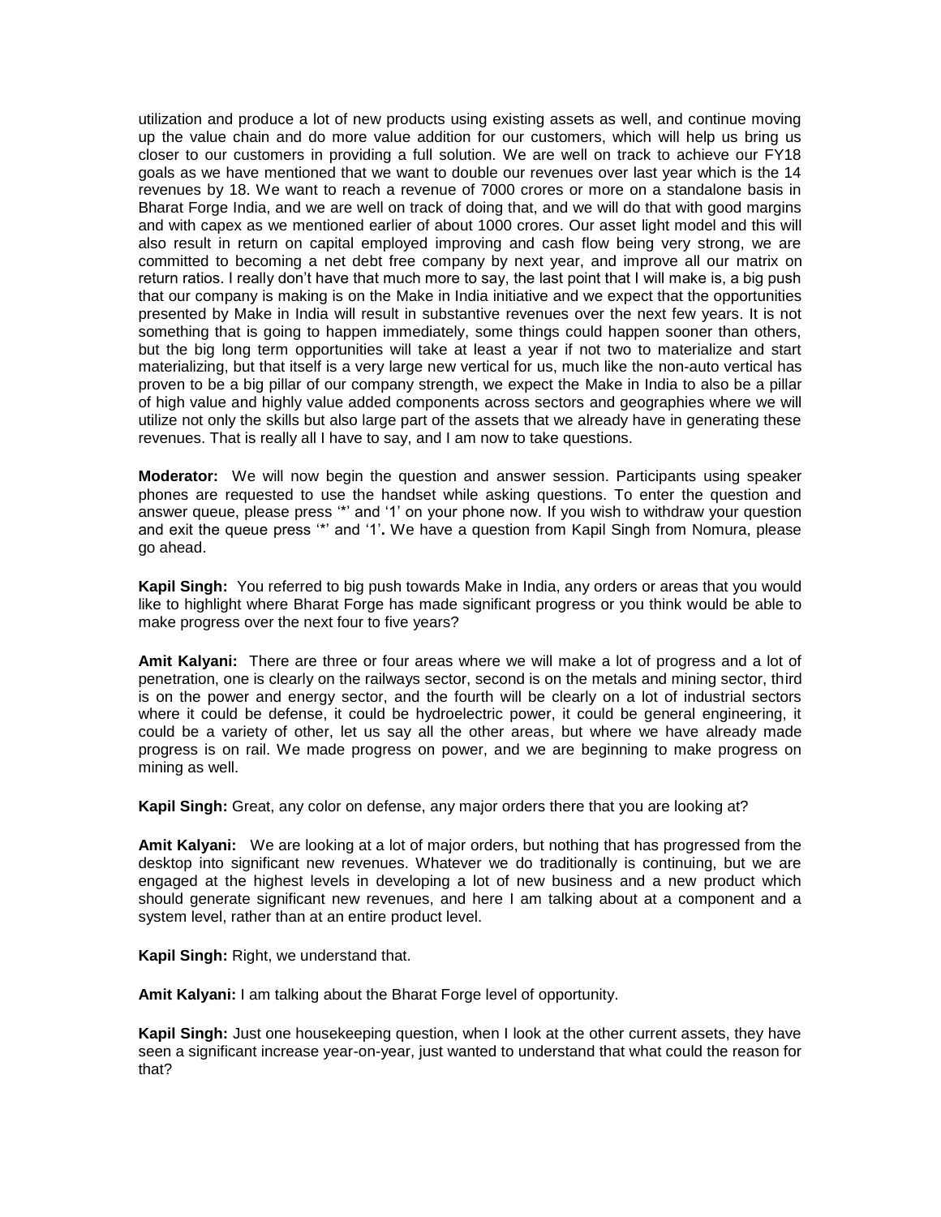utilization and produce a lot of new products using existing assets as well, and continue moving up the value chain and do more value addition for our customers, which will help us bring us closer to our customers in providing a full solution. We are well on track to achieve our FY18 goals as we have mentioned that we want to double our revenues over last year which is the 14 revenues by 18. We want to reach a revenue of 7000 crores or more on a standalone basis in Bharat Forge India, and we are well on track of doing that, and we will do that with good margins and with capex as we mentioned earlier of about 1000 crores. Our asset light model and this will also result in return on capital employed improving and cash flow being very strong, we are committed to becoming a net debt free company by next year, and improve all our matrix on return ratios. I really don't have that much more to say, the last point that I will make is, a big push that our company is making is on the Make in India initiative and we expect that the opportunities presented by Make in India will result in substantive revenues over the next few years. It is not something that is going to happen immediately, some things could happen sooner than others, but the big long term opportunities will take at least a year if not two to materialize and start materializing, but that itself is a very large new vertical for us, much like the non-auto vertical has proven to be a big pillar of our company strength, we expect the Make in India to also be a pillar of high value and highly value added components across sectors and geographies where we will utilize not only the skills but also large part of the assets that we already have in generating these revenues. That is really all I have to say, and I am now to take questions.

**Moderator:** We will now begin the question and answer session. Participants using speaker phones are requested to use the handset while asking questions. To enter the question and answer queue, please press '*' and '1' on your phone now. If you wish to withdraw your question and exit the queue press '*' and '1'**.** We have a question from Kapil Singh from Nomura, please go ahead.

**Kapil Singh:** You referred to big push towards Make in India, any orders or areas that you would like to highlight where Bharat Forge has made significant progress or you think would be able to make progress over the next four to five years?

**Amit Kalyani:** There are three or four areas where we will make a lot of progress and a lot of penetration, one is clearly on the railways sector, second is on the metals and mining sector, third is on the power and energy sector, and the fourth will be clearly on a lot of industrial sectors where it could be defense, it could be hydroelectric power, it could be general engineering, it could be a variety of other, let us say all the other areas, but where we have already made progress is on rail. We made progress on power, and we are beginning to make progress on mining as well.

**Kapil Singh:** Great, any color on defense, any major orders there that you are looking at?

**Amit Kalyani:** We are looking at a lot of major orders, but nothing that has progressed from the desktop into significant new revenues. Whatever we do traditionally is continuing, but we are engaged at the highest levels in developing a lot of new business and a new product which should generate significant new revenues, and here I am talking about at a component and a system level, rather than at an entire product level.

**Kapil Singh:** Right, we understand that.

**Amit Kalyani:** I am talking about the Bharat Forge level of opportunity.

**Kapil Singh:** Just one housekeeping question, when I look at the other current assets, they have seen a significant increase year-on-year, just wanted to understand that what could the reason for that?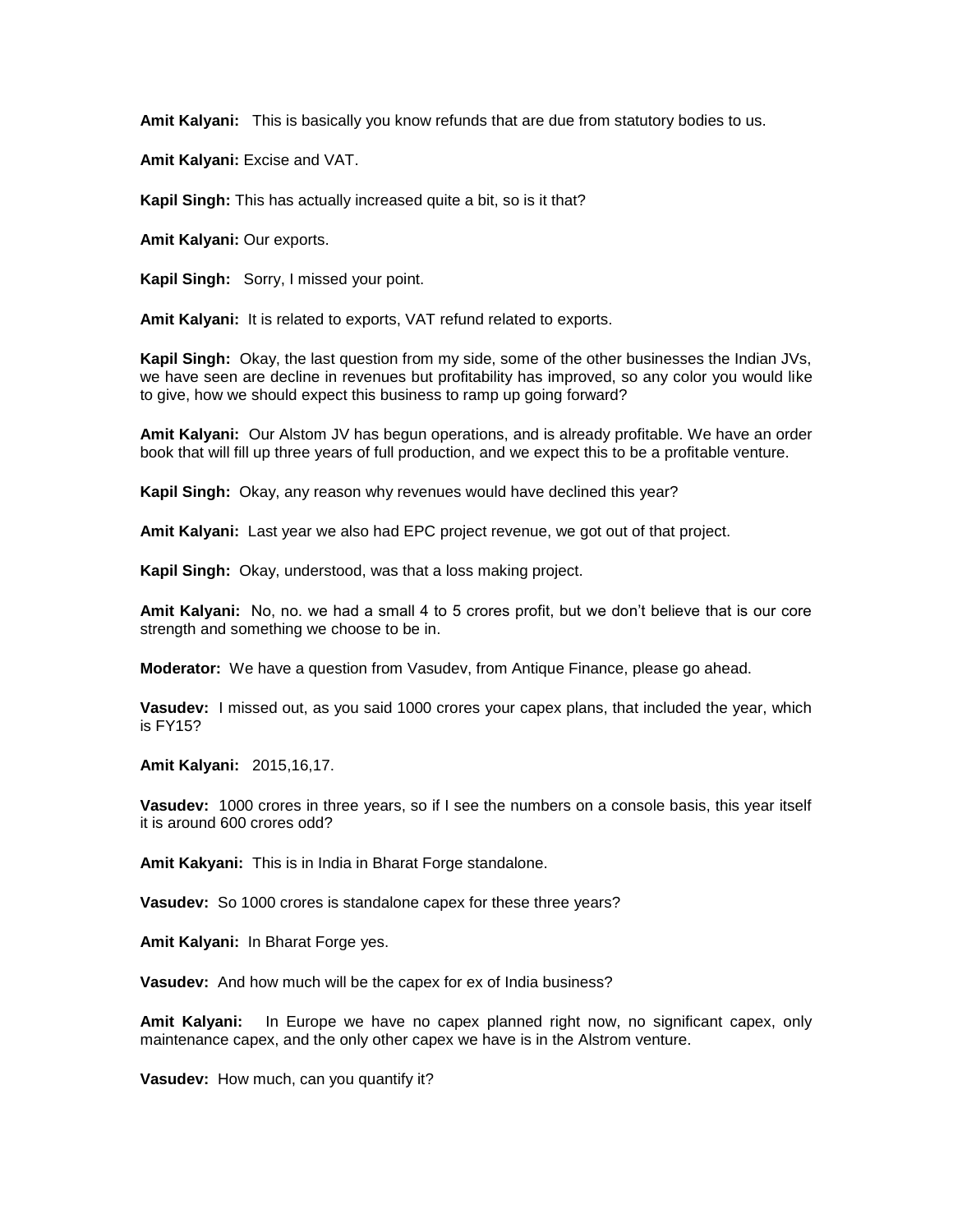**Amit Kalyani:** This is basically you know refunds that are due from statutory bodies to us.

**Amit Kalyani:** Excise and VAT.

**Kapil Singh:** This has actually increased quite a bit, so is it that?

**Amit Kalyani:** Our exports.

**Kapil Singh:** Sorry, I missed your point.

**Amit Kalyani:** It is related to exports, VAT refund related to exports.

**Kapil Singh:** Okay, the last question from my side, some of the other businesses the Indian JVs, we have seen are decline in revenues but profitability has improved, so any color you would like to give, how we should expect this business to ramp up going forward?

**Amit Kalyani:** Our Alstom JV has begun operations, and is already profitable. We have an order book that will fill up three years of full production, and we expect this to be a profitable venture.

**Kapil Singh:** Okay, any reason why revenues would have declined this year?

**Amit Kalyani:** Last year we also had EPC project revenue, we got out of that project.

**Kapil Singh:** Okay, understood, was that a loss making project.

**Amit Kalyani:** No, no. we had a small 4 to 5 crores profit, but we don't believe that is our core strength and something we choose to be in.

**Moderator:** We have a question from Vasudev, from Antique Finance, please go ahead.

**Vasudev:** I missed out, as you said 1000 crores your capex plans, that included the year, which is FY15?

**Amit Kalyani:** 2015,16,17.

**Vasudev:** 1000 crores in three years, so if I see the numbers on a console basis, this year itself it is around 600 crores odd?

**Amit Kakyani:** This is in India in Bharat Forge standalone.

**Vasudev:** So 1000 crores is standalone capex for these three years?

**Amit Kalyani:** In Bharat Forge yes.

**Vasudev:** And how much will be the capex for ex of India business?

**Amit Kalyani:** In Europe we have no capex planned right now, no significant capex, only maintenance capex, and the only other capex we have is in the Alstrom venture.

**Vasudev:** How much, can you quantify it?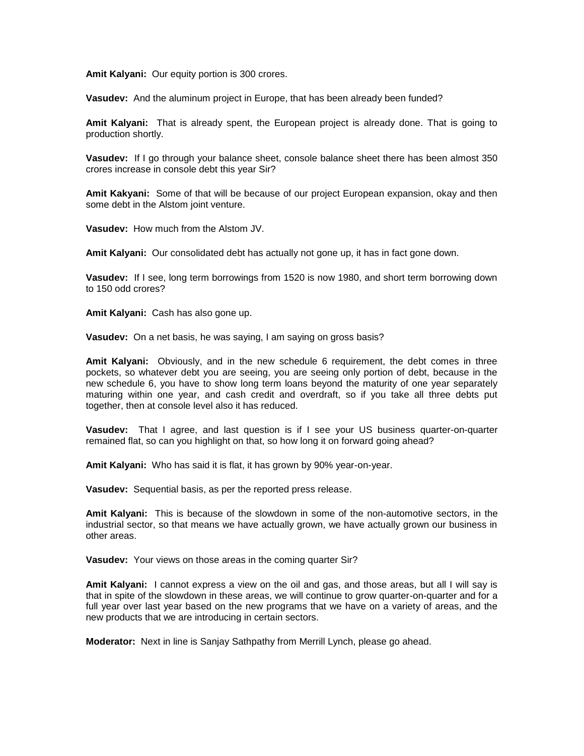**Amit Kalyani:** Our equity portion is 300 crores.

**Vasudev:** And the aluminum project in Europe, that has been already been funded?

**Amit Kalyani:** That is already spent, the European project is already done. That is going to production shortly.

**Vasudev:** If I go through your balance sheet, console balance sheet there has been almost 350 crores increase in console debt this year Sir?

**Amit Kakyani:** Some of that will be because of our project European expansion, okay and then some debt in the Alstom joint venture.

**Vasudev:** How much from the Alstom JV.

**Amit Kalyani:** Our consolidated debt has actually not gone up, it has in fact gone down.

**Vasudev:** If I see, long term borrowings from 1520 is now 1980, and short term borrowing down to 150 odd crores?

**Amit Kalyani:** Cash has also gone up.

**Vasudev:** On a net basis, he was saying, I am saying on gross basis?

**Amit Kalyani:** Obviously, and in the new schedule 6 requirement, the debt comes in three pockets, so whatever debt you are seeing, you are seeing only portion of debt, because in the new schedule 6, you have to show long term loans beyond the maturity of one year separately maturing within one year, and cash credit and overdraft, so if you take all three debts put together, then at console level also it has reduced.

**Vasudev:** That I agree, and last question is if I see your US business quarter-on-quarter remained flat, so can you highlight on that, so how long it on forward going ahead?

**Amit Kalyani:** Who has said it is flat, it has grown by 90% year-on-year.

**Vasudev:** Sequential basis, as per the reported press release.

**Amit Kalyani:** This is because of the slowdown in some of the non-automotive sectors, in the industrial sector, so that means we have actually grown, we have actually grown our business in other areas.

**Vasudev:** Your views on those areas in the coming quarter Sir?

**Amit Kalyani:** I cannot express a view on the oil and gas, and those areas, but all I will say is that in spite of the slowdown in these areas, we will continue to grow quarter-on-quarter and for a full year over last year based on the new programs that we have on a variety of areas, and the new products that we are introducing in certain sectors.

**Moderator:** Next in line is Sanjay Sathpathy from Merrill Lynch, please go ahead.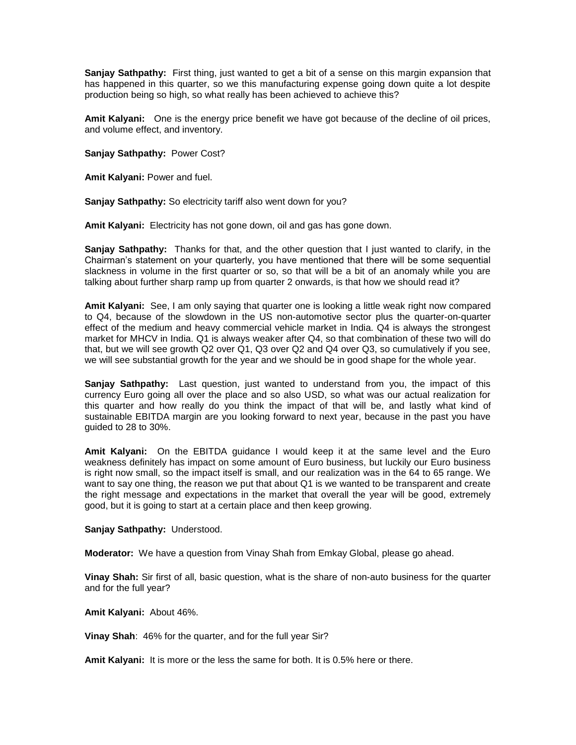**Sanjay Sathpathy:** First thing, just wanted to get a bit of a sense on this margin expansion that has happened in this quarter, so we this manufacturing expense going down quite a lot despite production being so high, so what really has been achieved to achieve this?

**Amit Kalyani:** One is the energy price benefit we have got because of the decline of oil prices, and volume effect, and inventory.

**Sanjay Sathpathy:** Power Cost?

**Amit Kalyani:** Power and fuel.

**Sanjay Sathpathy:** So electricity tariff also went down for you?

**Amit Kalyani:** Electricity has not gone down, oil and gas has gone down.

**Sanjay Sathpathy:** Thanks for that, and the other question that I just wanted to clarify, in the Chairman's statement on your quarterly, you have mentioned that there will be some sequential slackness in volume in the first quarter or so, so that will be a bit of an anomaly while you are talking about further sharp ramp up from quarter 2 onwards, is that how we should read it?

**Amit Kalyani:** See, I am only saying that quarter one is looking a little weak right now compared to Q4, because of the slowdown in the US non-automotive sector plus the quarter-on-quarter effect of the medium and heavy commercial vehicle market in India. Q4 is always the strongest market for MHCV in India. Q1 is always weaker after Q4, so that combination of these two will do that, but we will see growth Q2 over Q1, Q3 over Q2 and Q4 over Q3, so cumulatively if you see, we will see substantial growth for the year and we should be in good shape for the whole year.

**Sanjay Sathpathy:** Last question, just wanted to understand from you, the impact of this currency Euro going all over the place and so also USD, so what was our actual realization for this quarter and how really do you think the impact of that will be, and lastly what kind of sustainable EBITDA margin are you looking forward to next year, because in the past you have guided to 28 to 30%.

**Amit Kalyani:** On the EBITDA guidance I would keep it at the same level and the Euro weakness definitely has impact on some amount of Euro business, but luckily our Euro business is right now small, so the impact itself is small, and our realization was in the 64 to 65 range. We want to say one thing, the reason we put that about Q1 is we wanted to be transparent and create the right message and expectations in the market that overall the year will be good, extremely good, but it is going to start at a certain place and then keep growing.

**Sanjay Sathpathy:** Understood.

**Moderator:** We have a question from Vinay Shah from Emkay Global, please go ahead.

**Vinay Shah:** Sir first of all, basic question, what is the share of non-auto business for the quarter and for the full year?

**Amit Kalyani:** About 46%.

**Vinay Shah**: 46% for the quarter, and for the full year Sir?

**Amit Kalyani:** It is more or the less the same for both. It is 0.5% here or there.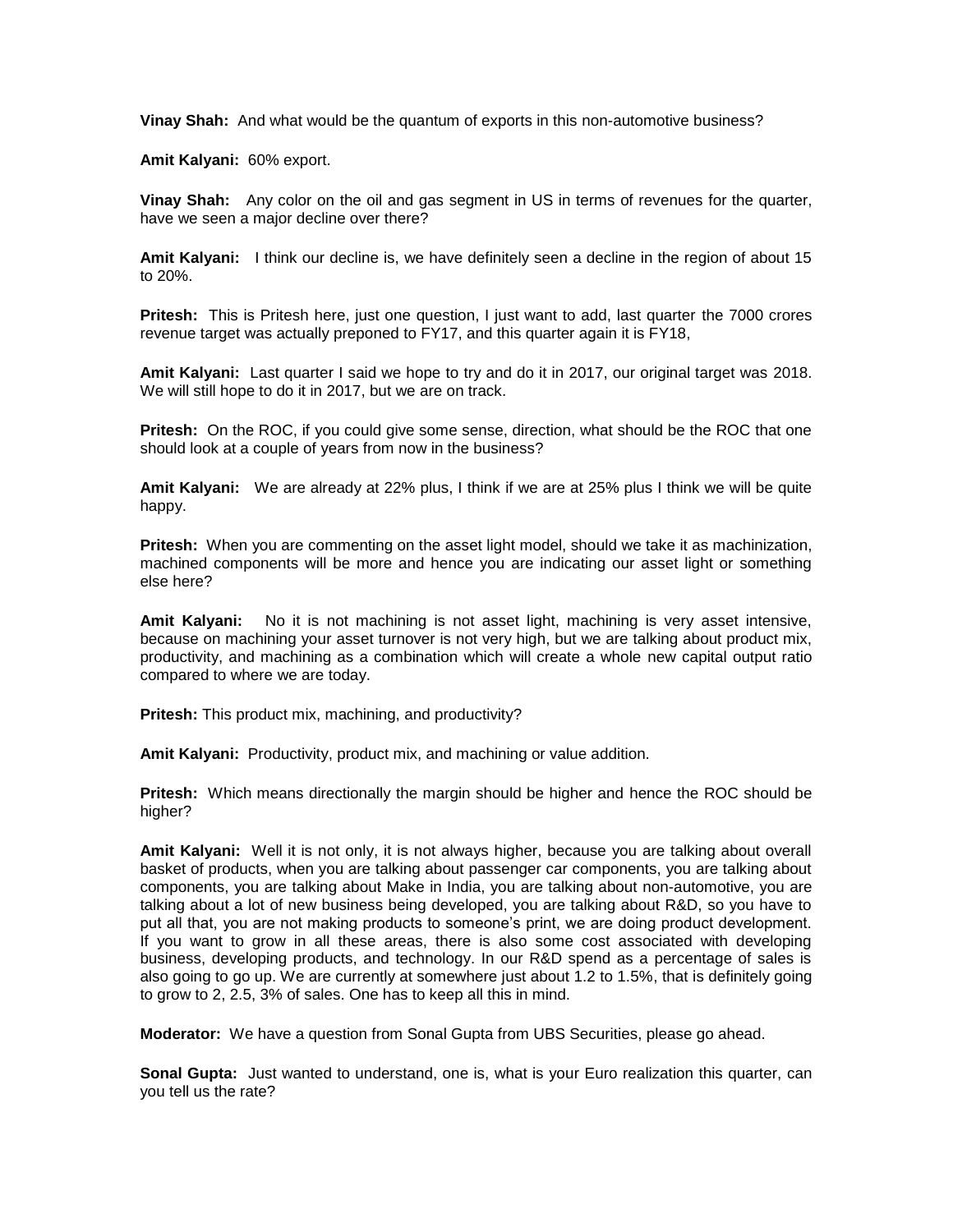**Vinay Shah:** And what would be the quantum of exports in this non-automotive business?

**Amit Kalyani:** 60% export.

**Vinay Shah:** Any color on the oil and gas segment in US in terms of revenues for the quarter, have we seen a major decline over there?

**Amit Kalyani:** I think our decline is, we have definitely seen a decline in the region of about 15 to 20%.

**Pritesh:** This is Pritesh here, just one question, I just want to add, last quarter the 7000 crores revenue target was actually preponed to FY17, and this quarter again it is FY18,

**Amit Kalyani:** Last quarter I said we hope to try and do it in 2017, our original target was 2018. We will still hope to do it in 2017, but we are on track.

**Pritesh:** On the ROC, if you could give some sense, direction, what should be the ROC that one should look at a couple of years from now in the business?

**Amit Kalyani:** We are already at 22% plus, I think if we are at 25% plus I think we will be quite happy.

**Pritesh:** When you are commenting on the asset light model, should we take it as machinization, machined components will be more and hence you are indicating our asset light or something else here?

**Amit Kalyani:** No it is not machining is not asset light, machining is very asset intensive, because on machining your asset turnover is not very high, but we are talking about product mix, productivity, and machining as a combination which will create a whole new capital output ratio compared to where we are today.

**Pritesh:** This product mix, machining, and productivity?

**Amit Kalyani:** Productivity, product mix, and machining or value addition.

**Pritesh:** Which means directionally the margin should be higher and hence the ROC should be higher?

**Amit Kalyani:** Well it is not only, it is not always higher, because you are talking about overall basket of products, when you are talking about passenger car components, you are talking about components, you are talking about Make in India, you are talking about non-automotive, you are talking about a lot of new business being developed, you are talking about R&D, so you have to put all that, you are not making products to someone's print, we are doing product development. If you want to grow in all these areas, there is also some cost associated with developing business, developing products, and technology. In our R&D spend as a percentage of sales is also going to go up. We are currently at somewhere just about 1.2 to 1.5%, that is definitely going to grow to 2, 2.5, 3% of sales. One has to keep all this in mind.

**Moderator:** We have a question from Sonal Gupta from UBS Securities, please go ahead.

**Sonal Gupta:** Just wanted to understand, one is, what is your Euro realization this quarter, can you tell us the rate?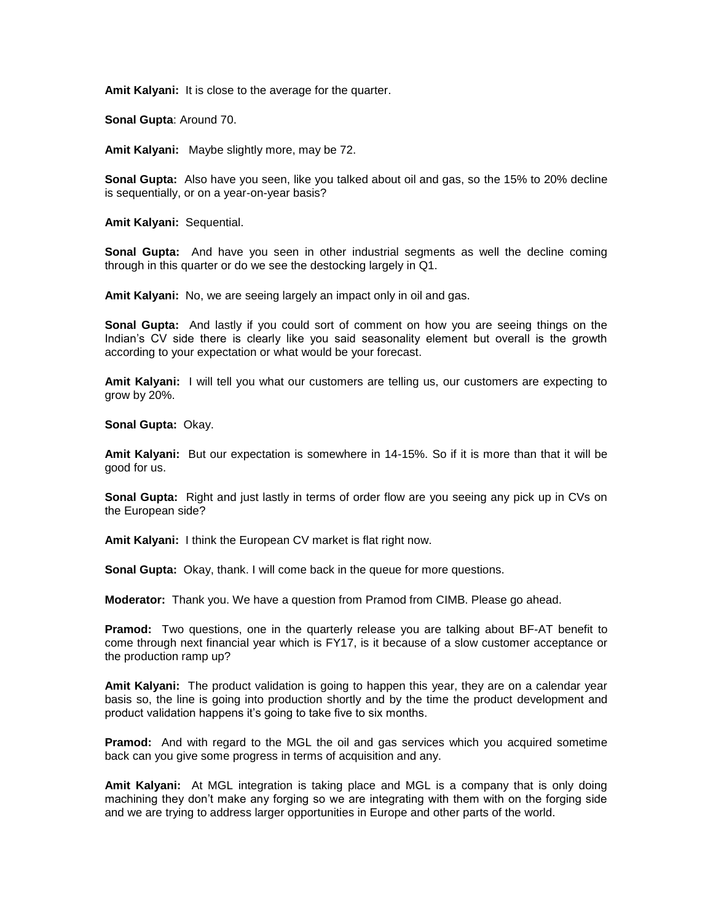**Amit Kalyani:** It is close to the average for the quarter.

**Sonal Gupta**: Around 70.

**Amit Kalyani:** Maybe slightly more, may be 72.

**Sonal Gupta:** Also have you seen, like you talked about oil and gas, so the 15% to 20% decline is sequentially, or on a year-on-year basis?

**Amit Kalyani:** Sequential.

**Sonal Gupta:** And have you seen in other industrial segments as well the decline coming through in this quarter or do we see the destocking largely in Q1.

**Amit Kalyani:** No, we are seeing largely an impact only in oil and gas.

**Sonal Gupta:** And lastly if you could sort of comment on how you are seeing things on the Indian's CV side there is clearly like you said seasonality element but overall is the growth according to your expectation or what would be your forecast.

**Amit Kalyani:** I will tell you what our customers are telling us, our customers are expecting to grow by 20%.

**Sonal Gupta:** Okay.

**Amit Kalyani:** But our expectation is somewhere in 14-15%. So if it is more than that it will be good for us.

**Sonal Gupta:** Right and just lastly in terms of order flow are you seeing any pick up in CVs on the European side?

**Amit Kalyani:** I think the European CV market is flat right now.

**Sonal Gupta:** Okay, thank. I will come back in the queue for more questions.

**Moderator:** Thank you. We have a question from Pramod from CIMB. Please go ahead.

**Pramod:** Two questions, one in the quarterly release you are talking about BF-AT benefit to come through next financial year which is FY17, is it because of a slow customer acceptance or the production ramp up?

**Amit Kalyani:** The product validation is going to happen this year, they are on a calendar year basis so, the line is going into production shortly and by the time the product development and product validation happens it's going to take five to six months.

**Pramod:** And with regard to the MGL the oil and gas services which you acquired sometime back can you give some progress in terms of acquisition and any.

**Amit Kalyani:** At MGL integration is taking place and MGL is a company that is only doing machining they don't make any forging so we are integrating with them with on the forging side and we are trying to address larger opportunities in Europe and other parts of the world.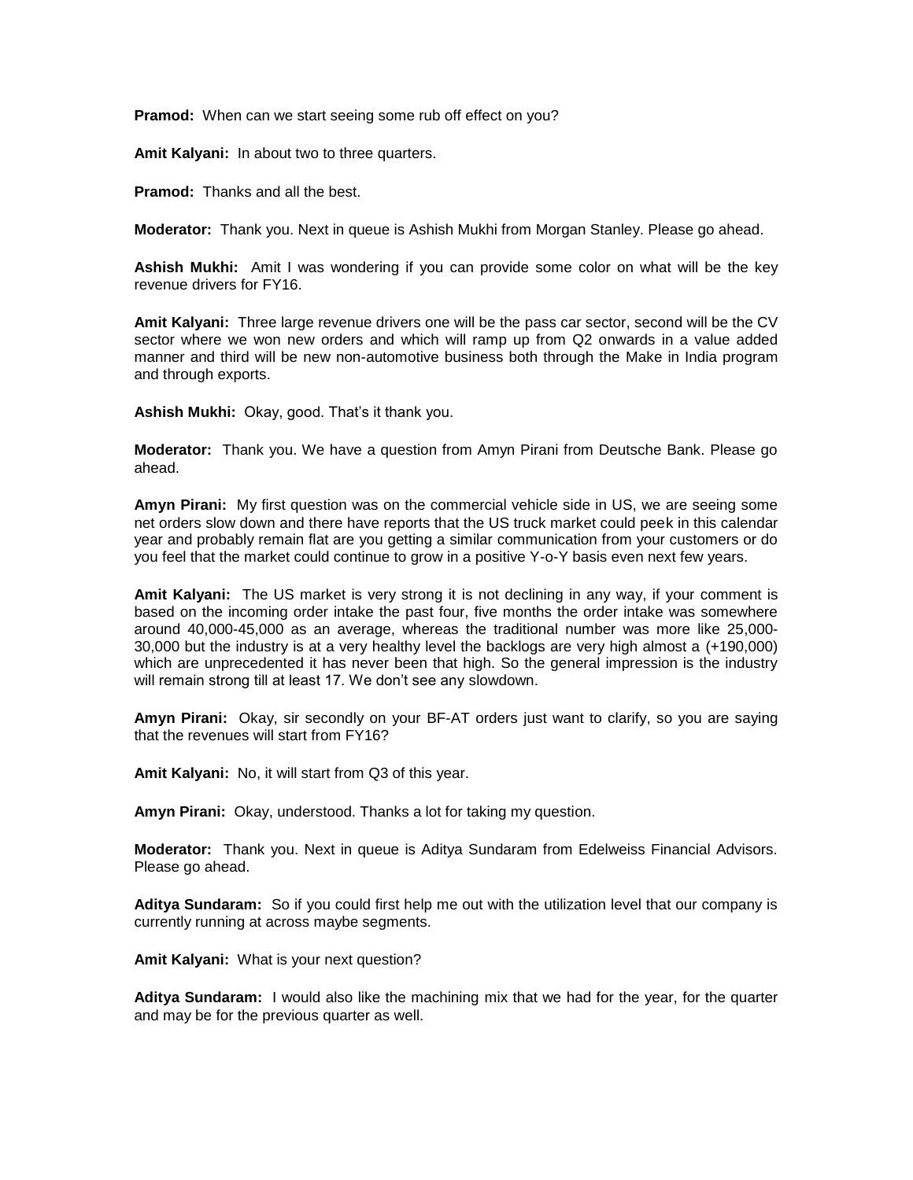**Pramod:** When can we start seeing some rub off effect on you?

**Amit Kalyani:** In about two to three quarters.

**Pramod:** Thanks and all the best.

**Moderator:** Thank you. Next in queue is Ashish Mukhi from Morgan Stanley. Please go ahead.

**Ashish Mukhi:** Amit I was wondering if you can provide some color on what will be the key revenue drivers for FY16.

**Amit Kalyani:** Three large revenue drivers one will be the pass car sector, second will be the CV sector where we won new orders and which will ramp up from Q2 onwards in a value added manner and third will be new non-automotive business both through the Make in India program and through exports.

**Ashish Mukhi:** Okay, good. That's it thank you.

**Moderator:** Thank you. We have a question from Amyn Pirani from Deutsche Bank. Please go ahead.

**Amyn Pirani:** My first question was on the commercial vehicle side in US, we are seeing some net orders slow down and there have reports that the US truck market could peek in this calendar year and probably remain flat are you getting a similar communication from your customers or do you feel that the market could continue to grow in a positive Y-o-Y basis even next few years.

**Amit Kalyani:** The US market is very strong it is not declining in any way, if your comment is based on the incoming order intake the past four, five months the order intake was somewhere around 40,000-45,000 as an average, whereas the traditional number was more like 25,000-30,000 but the industry is at a very healthy level the backlogs are very high almost a (+190,000) which are unprecedented it has never been that high. So the general impression is the industry will remain strong till at least 17. We don't see any slowdown.

**Amyn Pirani:** Okay, sir secondly on your BF-AT orders just want to clarify, so you are saying that the revenues will start from FY16?

**Amit Kalyani:** No, it will start from Q3 of this year.

**Amyn Pirani:** Okay, understood. Thanks a lot for taking my question.

**Moderator:** Thank you. Next in queue is Aditya Sundaram from Edelweiss Financial Advisors. Please go ahead.

**Aditya Sundaram:** So if you could first help me out with the utilization level that our company is currently running at across maybe segments.

**Amit Kalyani:** What is your next question?

**Aditya Sundaram:** I would also like the machining mix that we had for the year, for the quarter and may be for the previous quarter as well.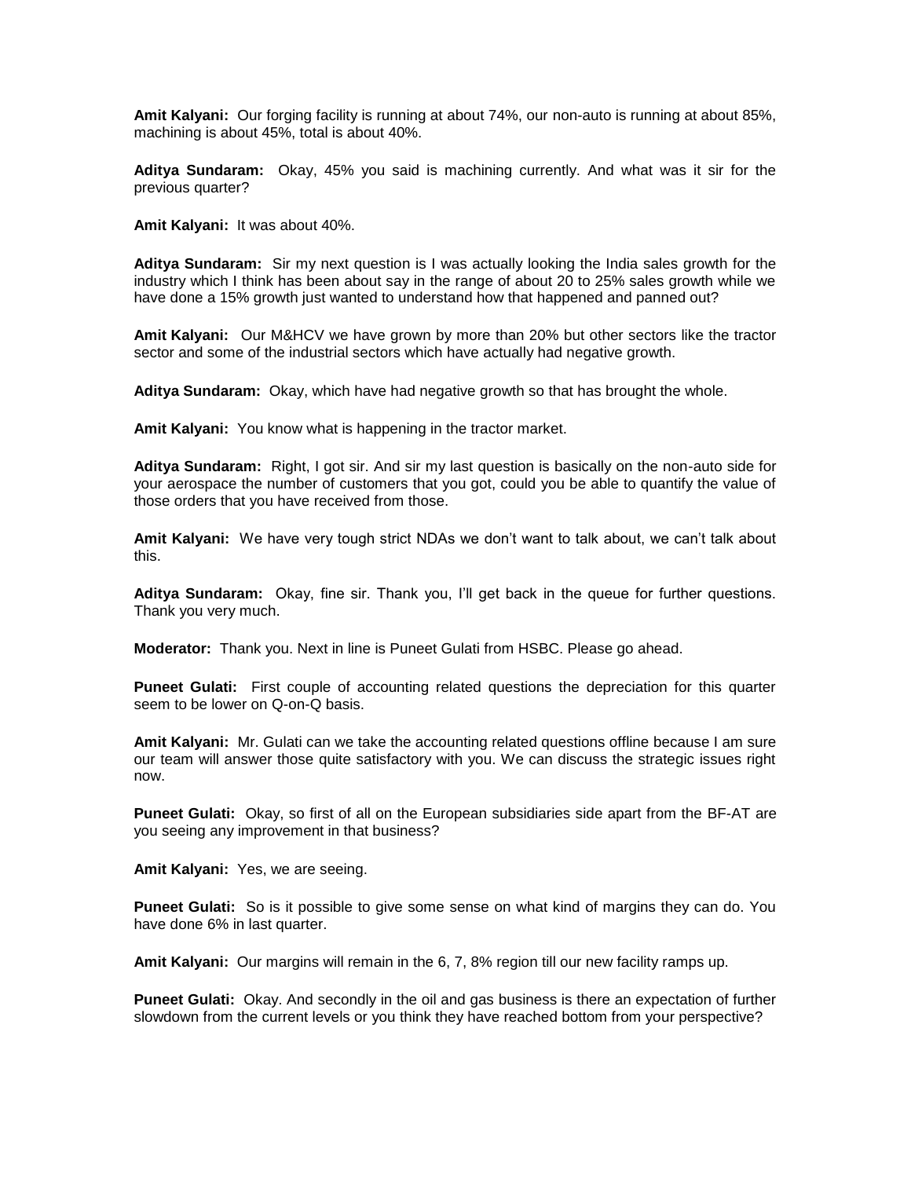**Amit Kalyani:** Our forging facility is running at about 74%, our non-auto is running at about 85%, machining is about 45%, total is about 40%.

**Aditya Sundaram:** Okay, 45% you said is machining currently. And what was it sir for the previous quarter?

**Amit Kalyani:** It was about 40%.

**Aditya Sundaram:** Sir my next question is I was actually looking the India sales growth for the industry which I think has been about say in the range of about 20 to 25% sales growth while we have done a 15% growth just wanted to understand how that happened and panned out?

**Amit Kalyani:** Our M&HCV we have grown by more than 20% but other sectors like the tractor sector and some of the industrial sectors which have actually had negative growth.

**Aditya Sundaram:** Okay, which have had negative growth so that has brought the whole.

**Amit Kalyani:** You know what is happening in the tractor market.

**Aditya Sundaram:** Right, I got sir. And sir my last question is basically on the non-auto side for your aerospace the number of customers that you got, could you be able to quantify the value of those orders that you have received from those.

**Amit Kalyani:** We have very tough strict NDAs we don't want to talk about, we can't talk about this.

**Aditya Sundaram:** Okay, fine sir. Thank you, I'll get back in the queue for further questions. Thank you very much.

**Moderator:** Thank you. Next in line is Puneet Gulati from HSBC. Please go ahead.

**Puneet Gulati:** First couple of accounting related questions the depreciation for this quarter seem to be lower on Q-on-Q basis.

**Amit Kalyani:** Mr. Gulati can we take the accounting related questions offline because I am sure our team will answer those quite satisfactory with you. We can discuss the strategic issues right now.

**Puneet Gulati:** Okay, so first of all on the European subsidiaries side apart from the BF-AT are you seeing any improvement in that business?

**Amit Kalyani:** Yes, we are seeing.

**Puneet Gulati:** So is it possible to give some sense on what kind of margins they can do. You have done 6% in last quarter.

**Amit Kalyani:** Our margins will remain in the 6, 7, 8% region till our new facility ramps up.

**Puneet Gulati:** Okay. And secondly in the oil and gas business is there an expectation of further slowdown from the current levels or you think they have reached bottom from your perspective?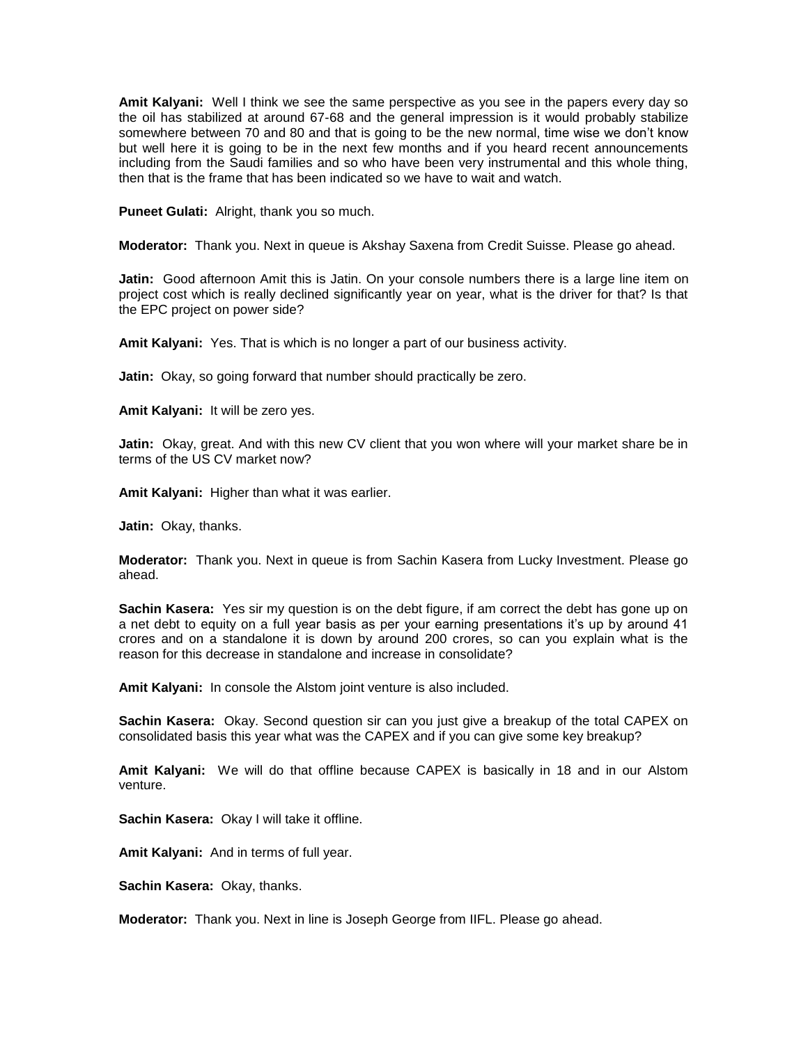**Amit Kalyani:** Well I think we see the same perspective as you see in the papers every day so the oil has stabilized at around 67-68 and the general impression is it would probably stabilize somewhere between 70 and 80 and that is going to be the new normal, time wise we don't know but well here it is going to be in the next few months and if you heard recent announcements including from the Saudi families and so who have been very instrumental and this whole thing, then that is the frame that has been indicated so we have to wait and watch.

**Puneet Gulati:** Alright, thank you so much.

**Moderator:** Thank you. Next in queue is Akshay Saxena from Credit Suisse. Please go ahead.

**Jatin:** Good afternoon Amit this is Jatin. On your console numbers there is a large line item on project cost which is really declined significantly year on year, what is the driver for that? Is that the EPC project on power side?

**Amit Kalyani:** Yes. That is which is no longer a part of our business activity.

**Jatin:** Okay, so going forward that number should practically be zero.

**Amit Kalyani:** It will be zero yes.

**Jatin:** Okay, great. And with this new CV client that you won where will your market share be in terms of the US CV market now?

**Amit Kalyani:** Higher than what it was earlier.

**Jatin:** Okay, thanks.

**Moderator:** Thank you. Next in queue is from Sachin Kasera from Lucky Investment. Please go ahead.

**Sachin Kasera:** Yes sir my question is on the debt figure, if am correct the debt has gone up on a net debt to equity on a full year basis as per your earning presentations it's up by around 41 crores and on a standalone it is down by around 200 crores, so can you explain what is the reason for this decrease in standalone and increase in consolidate?

**Amit Kalyani:** In console the Alstom joint venture is also included.

**Sachin Kasera:** Okay. Second question sir can you just give a breakup of the total CAPEX on consolidated basis this year what was the CAPEX and if you can give some key breakup?

**Amit Kalyani:** We will do that offline because CAPEX is basically in 18 and in our Alstom venture.

**Sachin Kasera:** Okay I will take it offline.

**Amit Kalyani:** And in terms of full year.

**Sachin Kasera:** Okay, thanks.

**Moderator:** Thank you. Next in line is Joseph George from IIFL. Please go ahead.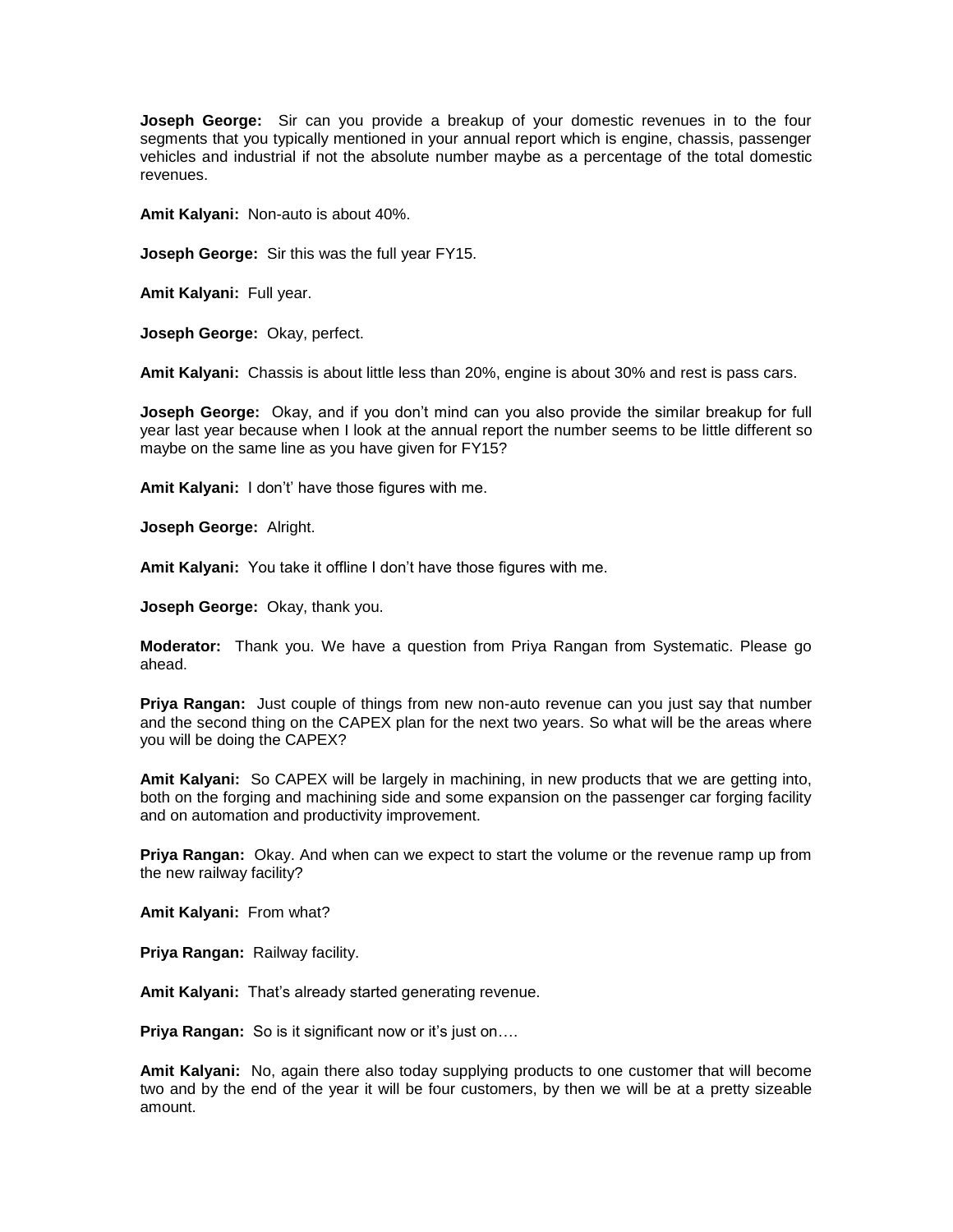**Joseph George:** Sir can you provide a breakup of your domestic revenues in to the four segments that you typically mentioned in your annual report which is engine, chassis, passenger vehicles and industrial if not the absolute number maybe as a percentage of the total domestic revenues.

**Amit Kalyani:** Non-auto is about 40%.

**Joseph George:** Sir this was the full year FY15.

**Amit Kalyani:** Full year.

**Joseph George:** Okay, perfect.

**Amit Kalyani:** Chassis is about little less than 20%, engine is about 30% and rest is pass cars.

**Joseph George:** Okay, and if you don't mind can you also provide the similar breakup for full year last year because when I look at the annual report the number seems to be little different so maybe on the same line as you have given for FY15?

**Amit Kalyani:** I don't' have those figures with me.

**Joseph George:** Alright.

**Amit Kalyani:** You take it offline I don't have those figures with me.

**Joseph George:** Okay, thank you.

**Moderator:** Thank you. We have a question from Priya Rangan from Systematic. Please go ahead.

**Priya Rangan:** Just couple of things from new non-auto revenue can you just say that number and the second thing on the CAPEX plan for the next two years. So what will be the areas where you will be doing the CAPEX?

**Amit Kalyani:** So CAPEX will be largely in machining, in new products that we are getting into, both on the forging and machining side and some expansion on the passenger car forging facility and on automation and productivity improvement.

**Priya Rangan:** Okay. And when can we expect to start the volume or the revenue ramp up from the new railway facility?

**Amit Kalyani:** From what?

**Priya Rangan:** Railway facility.

**Amit Kalyani:** That's already started generating revenue.

**Priya Rangan:** So is it significant now or it's just on….

**Amit Kalyani:** No, again there also today supplying products to one customer that will become two and by the end of the year it will be four customers, by then we will be at a pretty sizeable amount.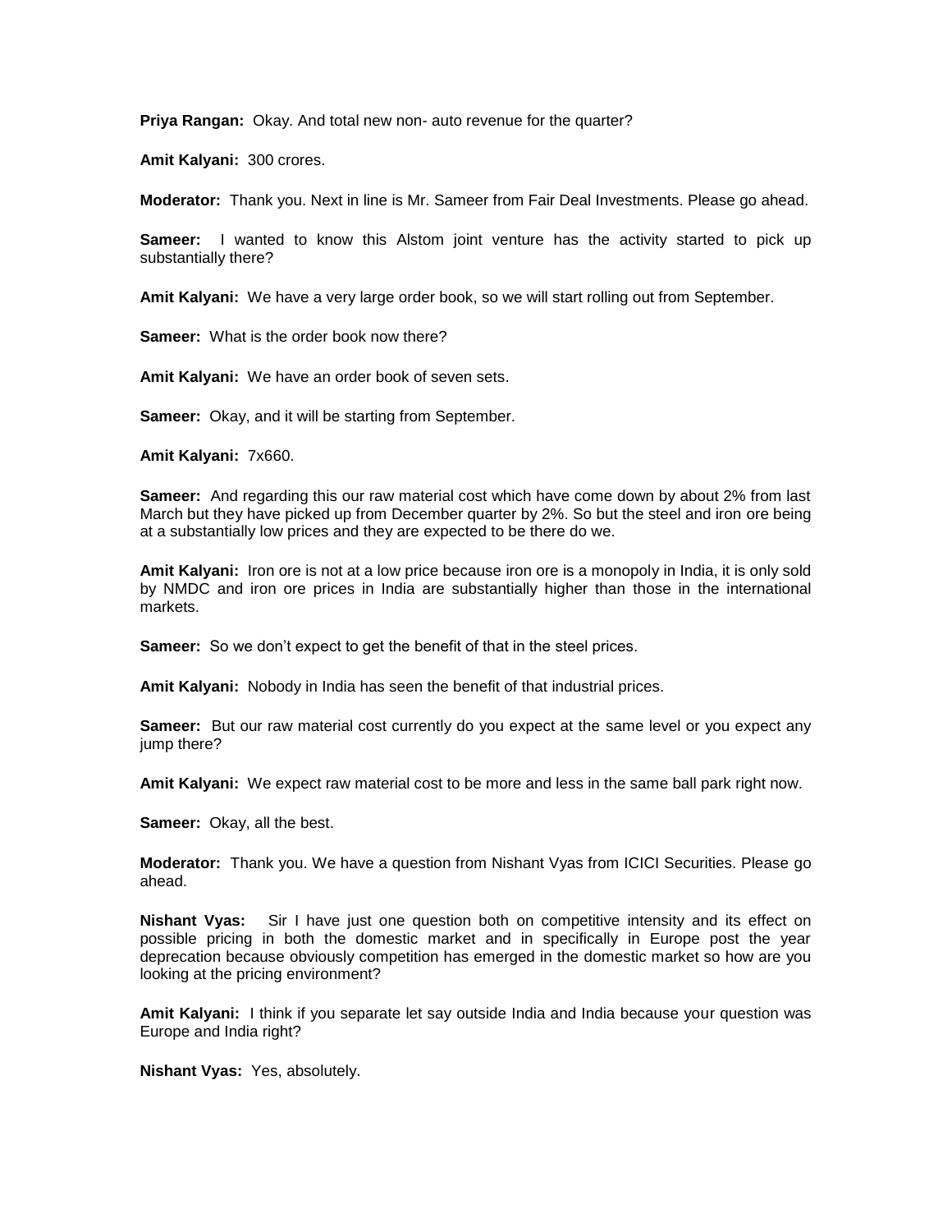**Priya Rangan:** Okay. And total new non- auto revenue for the quarter?

**Amit Kalyani:** 300 crores.

**Moderator:** Thank you. Next in line is Mr. Sameer from Fair Deal Investments. Please go ahead.

**Sameer:** I wanted to know this Alstom joint venture has the activity started to pick up substantially there?

**Amit Kalyani:** We have a very large order book, so we will start rolling out from September.

**Sameer:** What is the order book now there?

**Amit Kalyani:** We have an order book of seven sets.

**Sameer:** Okay, and it will be starting from September.

**Amit Kalyani:** 7x660.

**Sameer:** And regarding this our raw material cost which have come down by about 2% from last March but they have picked up from December quarter by 2%. So but the steel and iron ore being at a substantially low prices and they are expected to be there do we.

**Amit Kalyani:** Iron ore is not at a low price because iron ore is a monopoly in India, it is only sold by NMDC and iron ore prices in India are substantially higher than those in the international markets.

**Sameer:** So we don't expect to get the benefit of that in the steel prices.

**Amit Kalyani:** Nobody in India has seen the benefit of that industrial prices.

**Sameer:** But our raw material cost currently do you expect at the same level or you expect any jump there?

**Amit Kalyani:** We expect raw material cost to be more and less in the same ball park right now.

**Sameer:** Okay, all the best.

**Moderator:** Thank you. We have a question from Nishant Vyas from ICICI Securities. Please go ahead.

**Nishant Vyas:** Sir I have just one question both on competitive intensity and its effect on possible pricing in both the domestic market and in specifically in Europe post the year deprecation because obviously competition has emerged in the domestic market so how are you looking at the pricing environment?

**Amit Kalyani:** I think if you separate let say outside India and India because your question was Europe and India right?

**Nishant Vyas:** Yes, absolutely.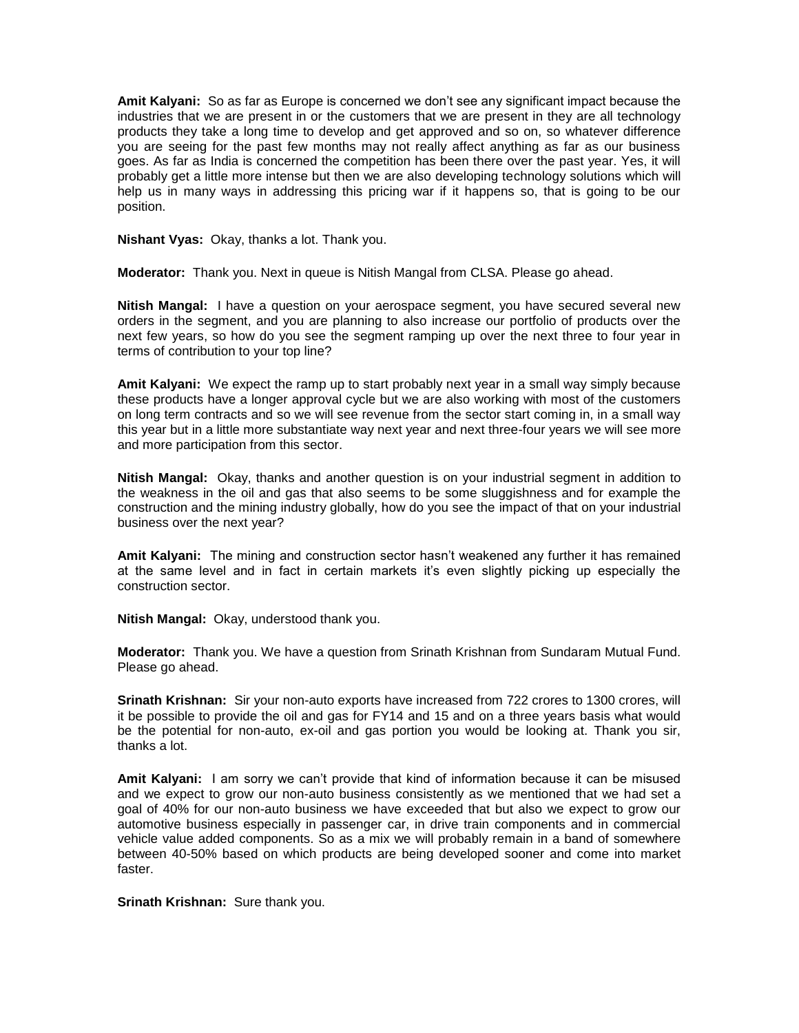**Amit Kalyani:** So as far as Europe is concerned we don't see any significant impact because the industries that we are present in or the customers that we are present in they are all technology products they take a long time to develop and get approved and so on, so whatever difference you are seeing for the past few months may not really affect anything as far as our business goes. As far as India is concerned the competition has been there over the past year. Yes, it will probably get a little more intense but then we are also developing technology solutions which will help us in many ways in addressing this pricing war if it happens so, that is going to be our position.

**Nishant Vyas:** Okay, thanks a lot. Thank you.

**Moderator:** Thank you. Next in queue is Nitish Mangal from CLSA. Please go ahead.

**Nitish Mangal:** I have a question on your aerospace segment, you have secured several new orders in the segment, and you are planning to also increase our portfolio of products over the next few years, so how do you see the segment ramping up over the next three to four year in terms of contribution to your top line?

**Amit Kalyani:** We expect the ramp up to start probably next year in a small way simply because these products have a longer approval cycle but we are also working with most of the customers on long term contracts and so we will see revenue from the sector start coming in, in a small way this year but in a little more substantiate way next year and next three-four years we will see more and more participation from this sector.

**Nitish Mangal:** Okay, thanks and another question is on your industrial segment in addition to the weakness in the oil and gas that also seems to be some sluggishness and for example the construction and the mining industry globally, how do you see the impact of that on your industrial business over the next year?

**Amit Kalyani:** The mining and construction sector hasn't weakened any further it has remained at the same level and in fact in certain markets it's even slightly picking up especially the construction sector.

**Nitish Mangal:** Okay, understood thank you.

**Moderator:** Thank you. We have a question from Srinath Krishnan from Sundaram Mutual Fund. Please go ahead.

**Srinath Krishnan:** Sir your non-auto exports have increased from 722 crores to 1300 crores, will it be possible to provide the oil and gas for FY14 and 15 and on a three years basis what would be the potential for non-auto, ex-oil and gas portion you would be looking at. Thank you sir, thanks a lot.

**Amit Kalyani:** I am sorry we can't provide that kind of information because it can be misused and we expect to grow our non-auto business consistently as we mentioned that we had set a goal of 40% for our non-auto business we have exceeded that but also we expect to grow our automotive business especially in passenger car, in drive train components and in commercial vehicle value added components. So as a mix we will probably remain in a band of somewhere between 40-50% based on which products are being developed sooner and come into market faster.

**Srinath Krishnan:** Sure thank you.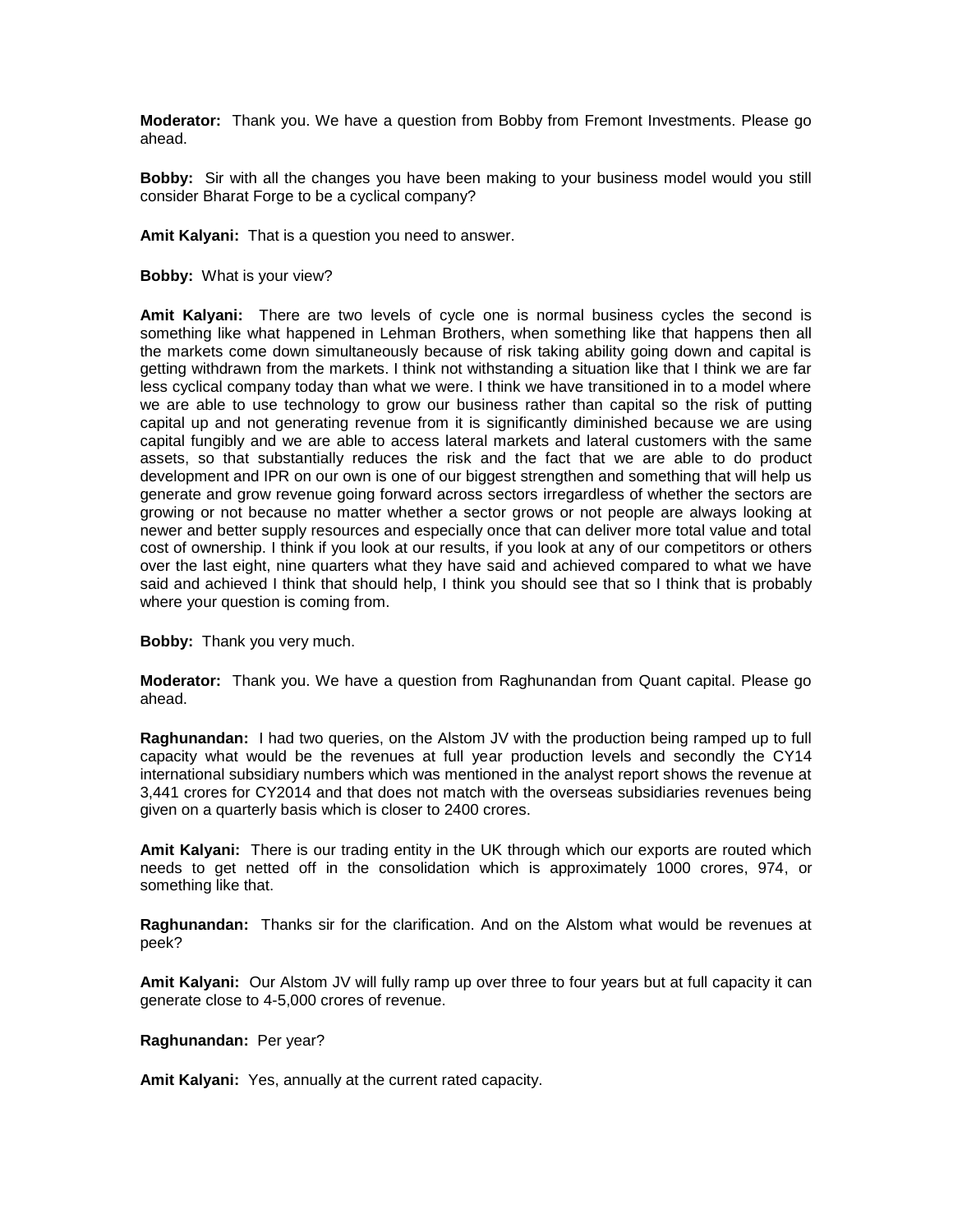**Moderator:** Thank you. We have a question from Bobby from Fremont Investments. Please go ahead.

**Bobby:** Sir with all the changes you have been making to your business model would you still consider Bharat Forge to be a cyclical company?

**Amit Kalyani:** That is a question you need to answer.

**Bobby:** What is your view?

**Amit Kalyani:** There are two levels of cycle one is normal business cycles the second is something like what happened in Lehman Brothers, when something like that happens then all the markets come down simultaneously because of risk taking ability going down and capital is getting withdrawn from the markets. I think not withstanding a situation like that I think we are far less cyclical company today than what we were. I think we have transitioned in to a model where we are able to use technology to grow our business rather than capital so the risk of putting capital up and not generating revenue from it is significantly diminished because we are using capital fungibly and we are able to access lateral markets and lateral customers with the same assets, so that substantially reduces the risk and the fact that we are able to do product development and IPR on our own is one of our biggest strengthen and something that will help us generate and grow revenue going forward across sectors irregardless of whether the sectors are growing or not because no matter whether a sector grows or not people are always looking at newer and better supply resources and especially once that can deliver more total value and total cost of ownership. I think if you look at our results, if you look at any of our competitors or others over the last eight, nine quarters what they have said and achieved compared to what we have said and achieved I think that should help, I think you should see that so I think that is probably where your question is coming from.

**Bobby:** Thank you very much.

**Moderator:** Thank you. We have a question from Raghunandan from Quant capital. Please go ahead.

**Raghunandan:** I had two queries, on the Alstom JV with the production being ramped up to full capacity what would be the revenues at full year production levels and secondly the CY14 international subsidiary numbers which was mentioned in the analyst report shows the revenue at 3,441 crores for CY2014 and that does not match with the overseas subsidiaries revenues being given on a quarterly basis which is closer to 2400 crores.

**Amit Kalyani:** There is our trading entity in the UK through which our exports are routed which needs to get netted off in the consolidation which is approximately 1000 crores, 974, or something like that.

**Raghunandan:** Thanks sir for the clarification. And on the Alstom what would be revenues at peek?

**Amit Kalyani:** Our Alstom JV will fully ramp up over three to four years but at full capacity it can generate close to 4-5,000 crores of revenue.

**Raghunandan:** Per year?

**Amit Kalyani:** Yes, annually at the current rated capacity.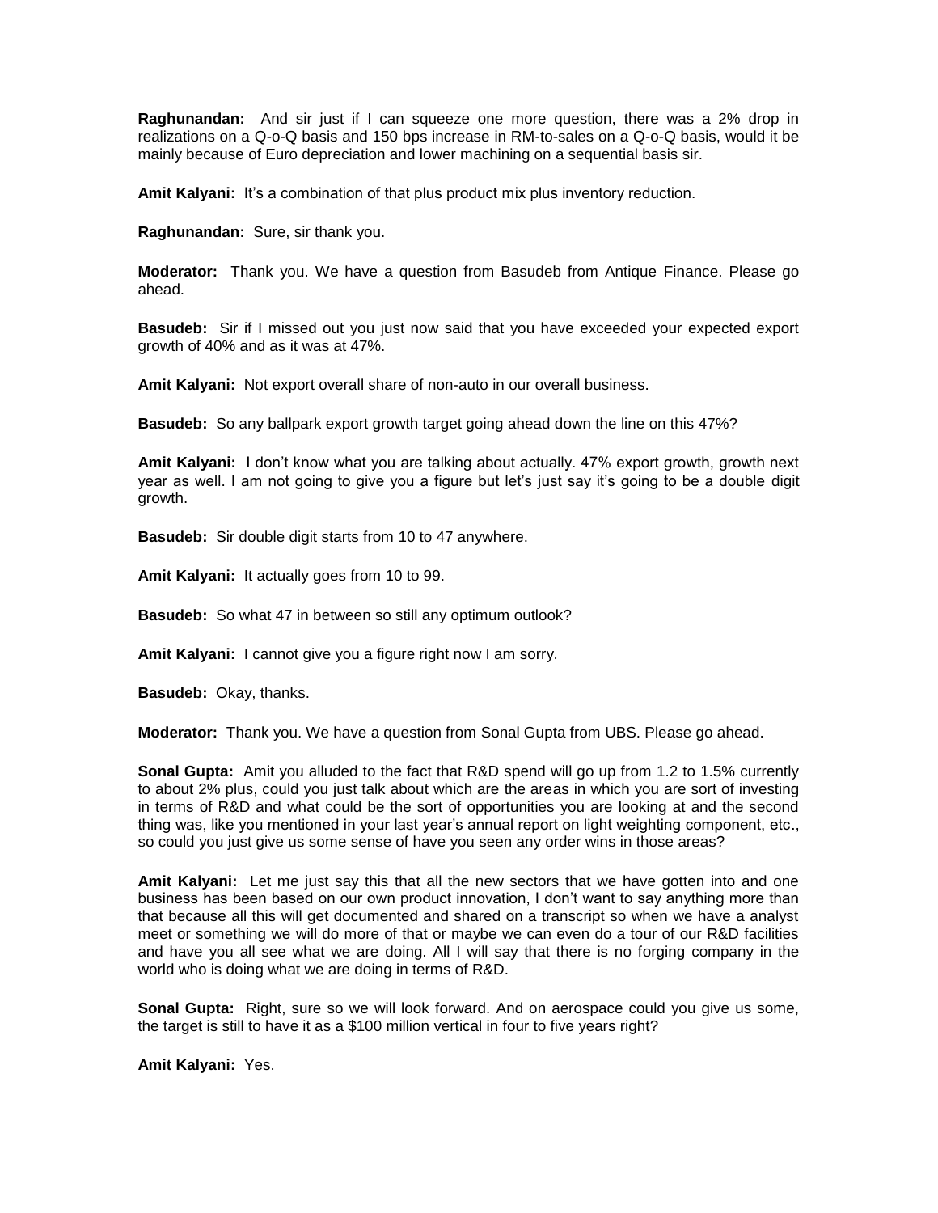**Raghunandan:** And sir just if I can squeeze one more question, there was a 2% drop in realizations on a Q-o-Q basis and 150 bps increase in RM-to-sales on a Q-o-Q basis, would it be mainly because of Euro depreciation and lower machining on a sequential basis sir.

**Amit Kalyani:** It's a combination of that plus product mix plus inventory reduction.

**Raghunandan:** Sure, sir thank you.

**Moderator:** Thank you. We have a question from Basudeb from Antique Finance. Please go ahead.

**Basudeb:** Sir if I missed out you just now said that you have exceeded your expected export growth of 40% and as it was at 47%.

**Amit Kalyani:** Not export overall share of non-auto in our overall business.

**Basudeb:** So any ballpark export growth target going ahead down the line on this 47%?

**Amit Kalyani:** I don't know what you are talking about actually. 47% export growth, growth next year as well. I am not going to give you a figure but let's just say it's going to be a double digit growth.

**Basudeb:** Sir double digit starts from 10 to 47 anywhere.

**Amit Kalyani:** It actually goes from 10 to 99.

**Basudeb:** So what 47 in between so still any optimum outlook?

**Amit Kalyani:** I cannot give you a figure right now I am sorry.

**Basudeb:** Okay, thanks.

**Moderator:** Thank you. We have a question from Sonal Gupta from UBS. Please go ahead.

**Sonal Gupta:** Amit you alluded to the fact that R&D spend will go up from 1.2 to 1.5% currently to about 2% plus, could you just talk about which are the areas in which you are sort of investing in terms of R&D and what could be the sort of opportunities you are looking at and the second thing was, like you mentioned in your last year's annual report on light weighting component, etc., so could you just give us some sense of have you seen any order wins in those areas?

**Amit Kalyani:** Let me just say this that all the new sectors that we have gotten into and one business has been based on our own product innovation, I don't want to say anything more than that because all this will get documented and shared on a transcript so when we have a analyst meet or something we will do more of that or maybe we can even do a tour of our R&D facilities and have you all see what we are doing. All I will say that there is no forging company in the world who is doing what we are doing in terms of R&D.

**Sonal Gupta:** Right, sure so we will look forward. And on aerospace could you give us some, the target is still to have it as a $100 million vertical in four to five years right?

**Amit Kalyani:** Yes.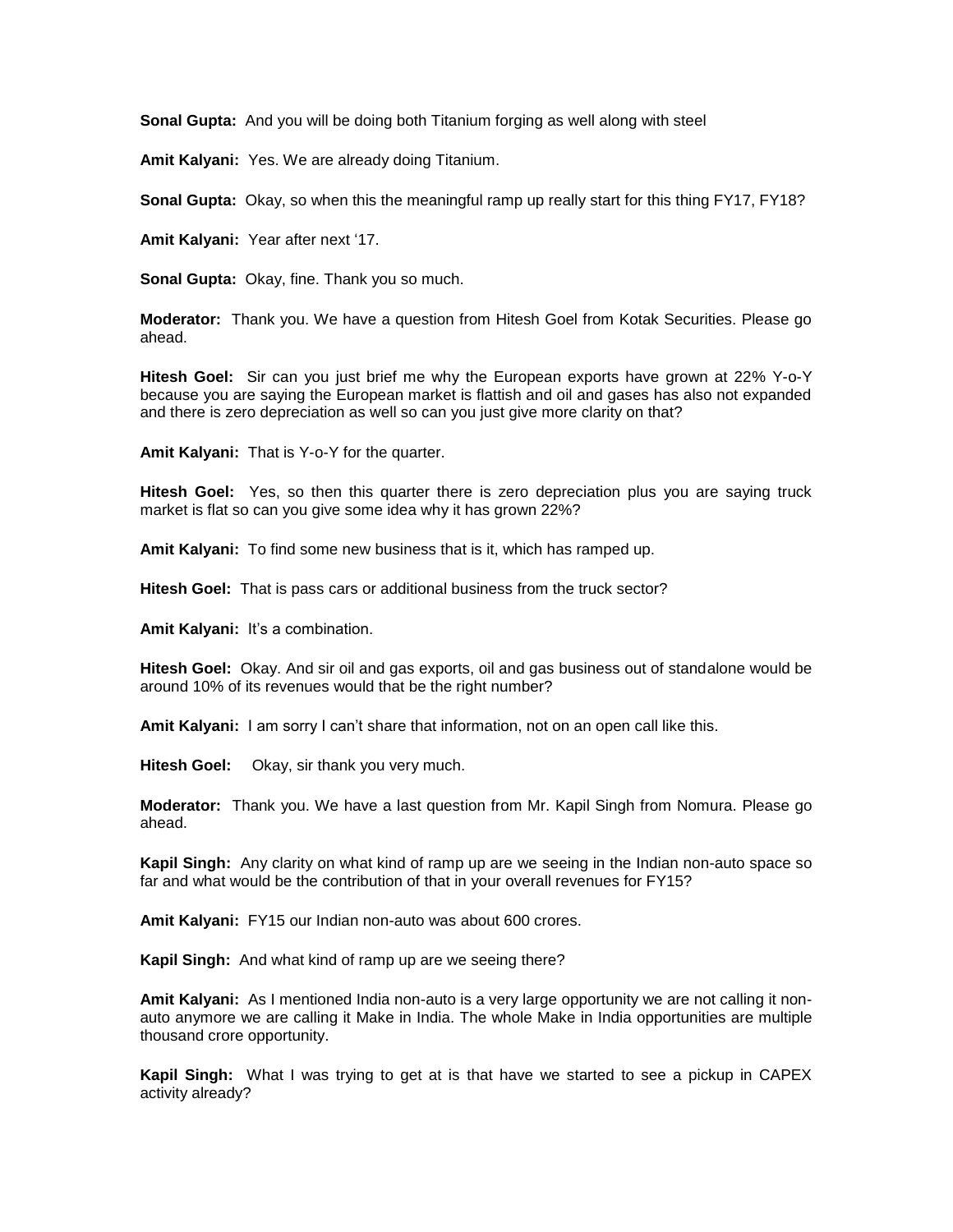**Sonal Gupta:** And you will be doing both Titanium forging as well along with steel

**Amit Kalyani:** Yes. We are already doing Titanium.

**Sonal Gupta:** Okay, so when this the meaningful ramp up really start for this thing FY17, FY18?

**Amit Kalyani:** Year after next '17.

**Sonal Gupta:** Okay, fine. Thank you so much.

**Moderator:** Thank you. We have a question from Hitesh Goel from Kotak Securities. Please go ahead.

**Hitesh Goel:** Sir can you just brief me why the European exports have grown at 22% Y-o-Y because you are saying the European market is flattish and oil and gases has also not expanded and there is zero depreciation as well so can you just give more clarity on that?

**Amit Kalyani:** That is Y-o-Y for the quarter.

**Hitesh Goel:** Yes, so then this quarter there is zero depreciation plus you are saying truck market is flat so can you give some idea why it has grown 22%?

**Amit Kalyani:** To find some new business that is it, which has ramped up.

**Hitesh Goel:** That is pass cars or additional business from the truck sector?

**Amit Kalyani:** It's a combination.

**Hitesh Goel:** Okay. And sir oil and gas exports, oil and gas business out of standalone would be around 10% of its revenues would that be the right number?

**Amit Kalyani:** I am sorry I can't share that information, not on an open call like this.

**Hitesh Goel:** Okay, sir thank you very much.

**Moderator:** Thank you. We have a last question from Mr. Kapil Singh from Nomura. Please go ahead.

**Kapil Singh:** Any clarity on what kind of ramp up are we seeing in the Indian non-auto space so far and what would be the contribution of that in your overall revenues for FY15?

**Amit Kalyani:** FY15 our Indian non-auto was about 600 crores.

**Kapil Singh:** And what kind of ramp up are we seeing there?

**Amit Kalyani:** As I mentioned India non-auto is a very large opportunity we are not calling it non-auto anymore we are calling it Make in India. The whole Make in India opportunities are multiple thousand crore opportunity.

**Kapil Singh:** What I was trying to get at is that have we started to see a pickup in CAPEX activity already?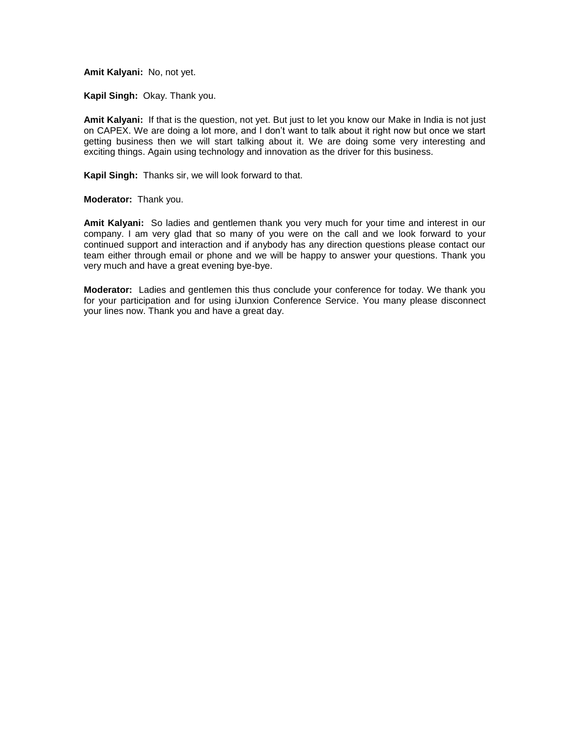**Amit Kalyani:** No, not yet.

**Kapil Singh:** Okay. Thank you.

**Amit Kalyani:** If that is the question, not yet. But just to let you know our Make in India is not just on CAPEX. We are doing a lot more, and I don't want to talk about it right now but once we start getting business then we will start talking about it. We are doing some very interesting and exciting things. Again using technology and innovation as the driver for this business.

**Kapil Singh:** Thanks sir, we will look forward to that.

**Moderator:** Thank you.

**Amit Kalyani:** So ladies and gentlemen thank you very much for your time and interest in our company. I am very glad that so many of you were on the call and we look forward to your continued support and interaction and if anybody has any direction questions please contact our team either through email or phone and we will be happy to answer your questions. Thank you very much and have a great evening bye-bye.

**Moderator:** Ladies and gentlemen this thus conclude your conference for today. We thank you for your participation and for using iJunxion Conference Service. You many please disconnect your lines now. Thank you and have a great day.